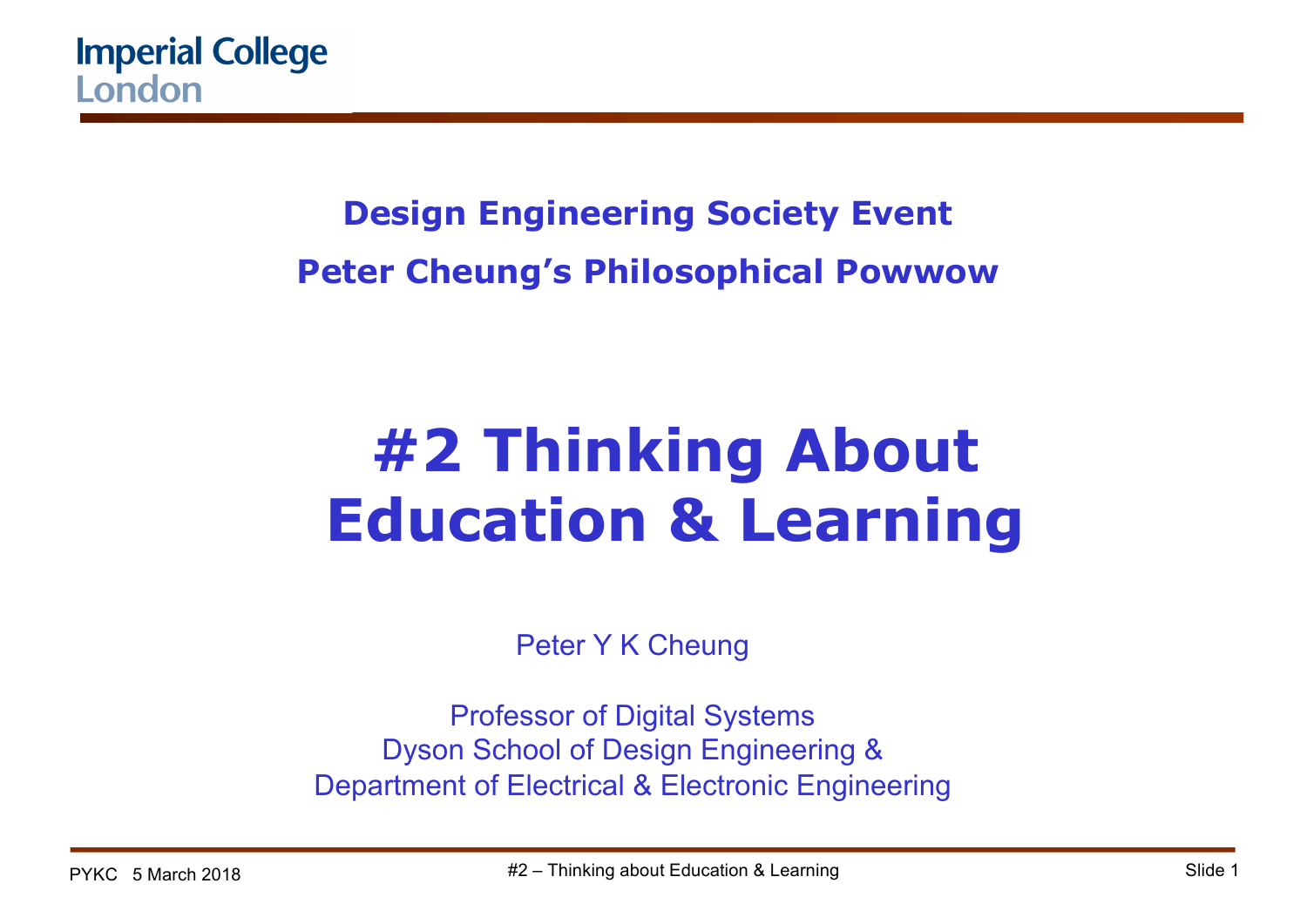Imperial College London

**Design Engineering Society Event**

**Peter Cheung's Philosophical Powwow**

# #2 Thinking About Education & Learning

Peter Y K Cheung

Professor of Digital Systems
Dyson School of Design Engineering &
Department of Electrical & Electronic Engineering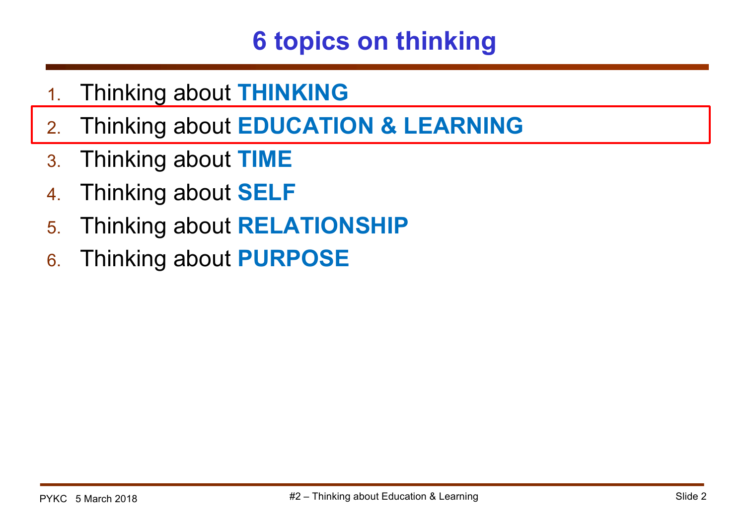# 6 topics on thinking

1. Thinking about **THINKING**
2. Thinking about **EDUCATION & LEARNING**
3. Thinking about **TIME**
4. Thinking about **SELF**
5. Thinking about **RELATIONSHIP**
6. Thinking about **PURPOSE**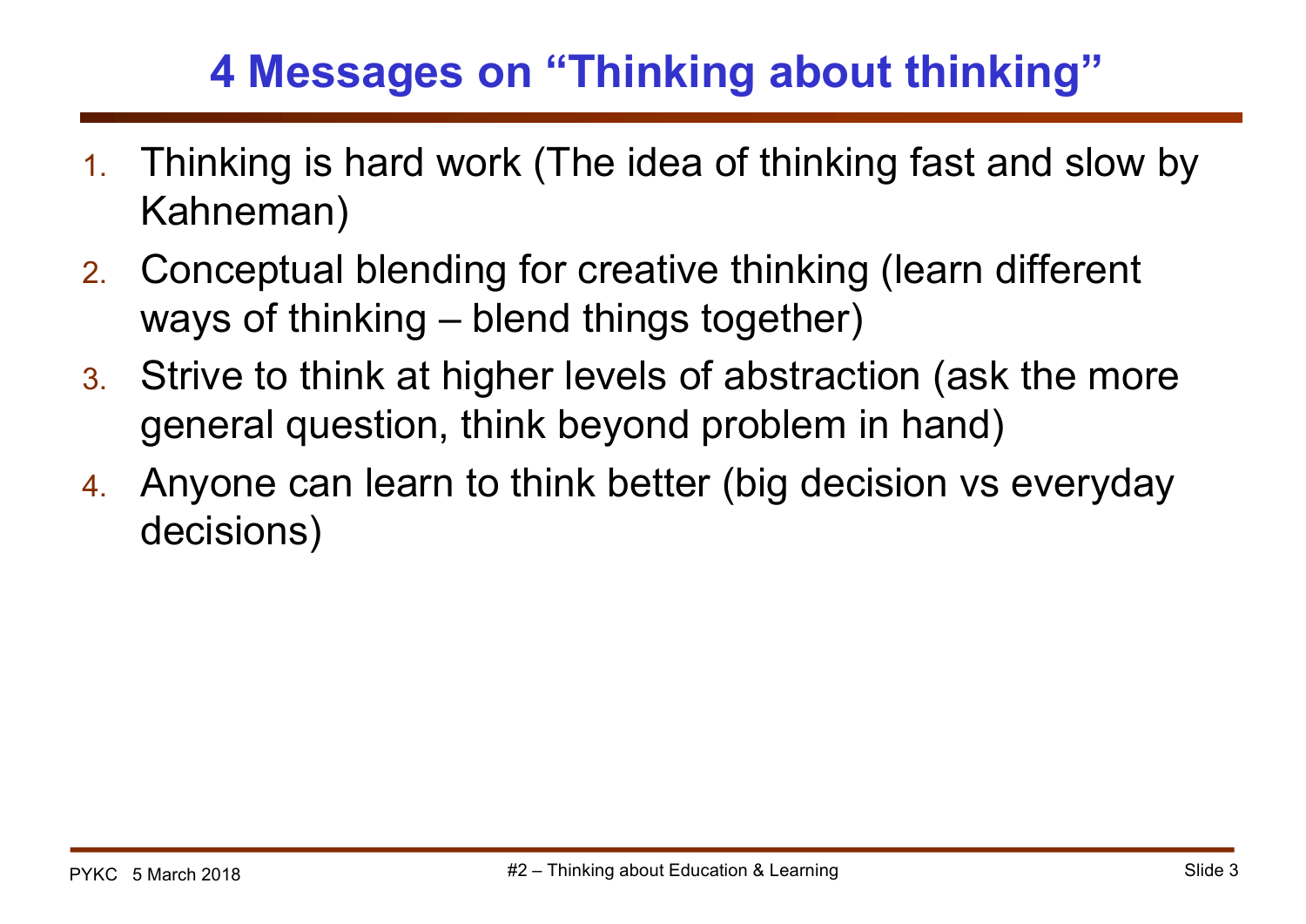# 4 Messages on “Thinking about thinking”

1. Thinking is hard work (The idea of thinking fast and slow by Kahneman)
2. Conceptual blending for creative thinking (learn different ways of thinking – blend things together)
3. Strive to think at higher levels of abstraction (ask the more general question, think beyond problem in hand)
4. Anyone can learn to think better (big decision vs everyday decisions)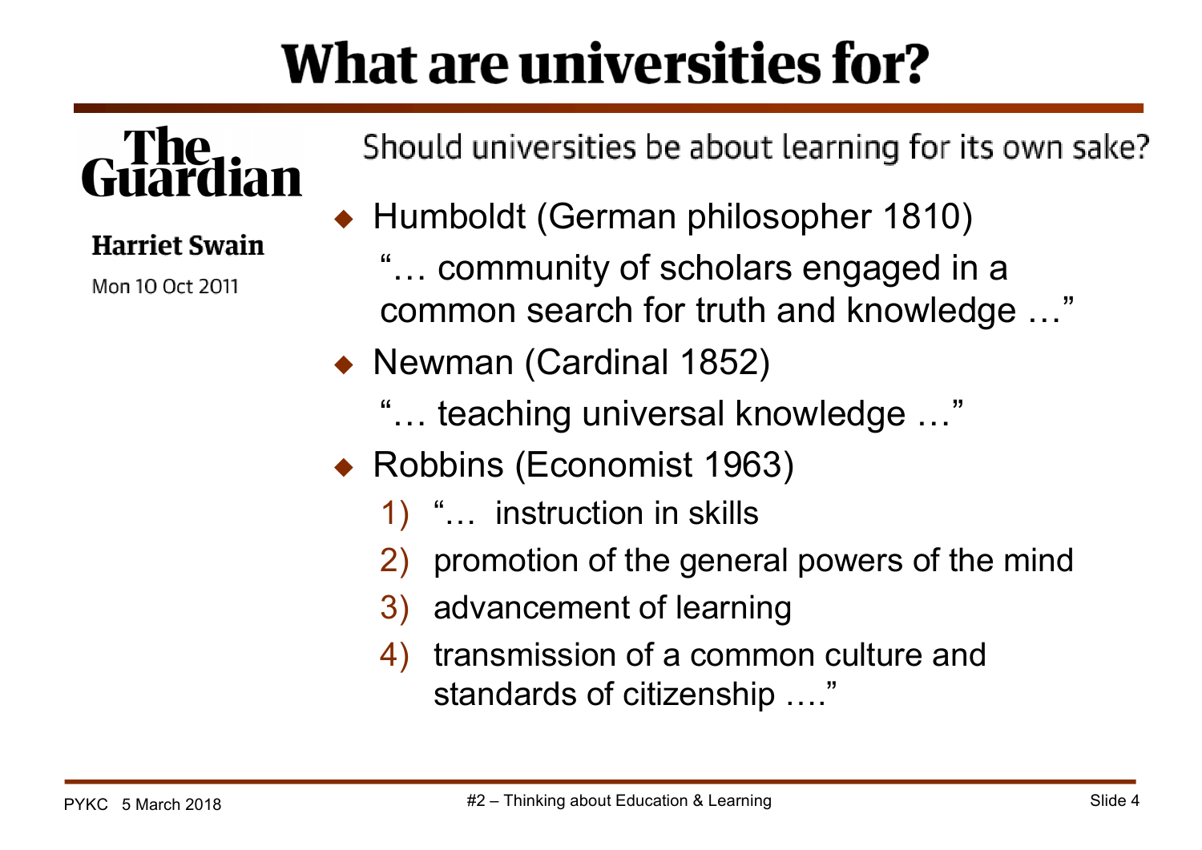# What are universities for?

**The Guardian**

**Harriet Swain**

Mon 10 Oct 2011

Should universities be about learning for its own sake?

- Humboldt (German philosopher 1810)

  "… community of scholars engaged in a common search for truth and knowledge …"

- Newman (Cardinal 1852)

  "… teaching universal knowledge …"

- Robbins (Economist 1963)

  1) "… instruction in skills
  2) promotion of the general powers of the mind
  3) advancement of learning
  4) transmission of a common culture and standards of citizenship …."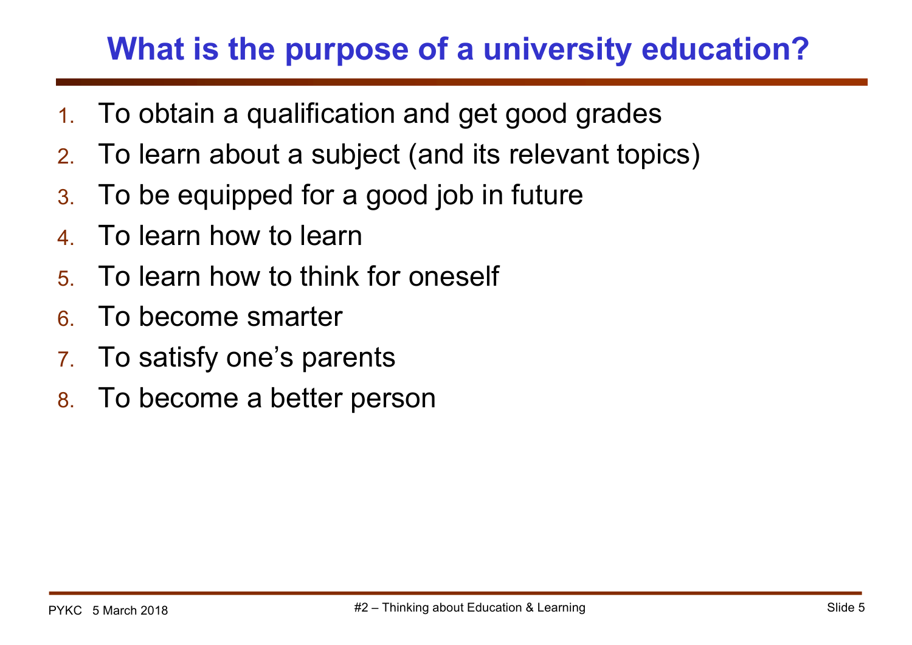# What is the purpose of a university education?

1. To obtain a qualification and get good grades
2. To learn about a subject (and its relevant topics)
3. To be equipped for a good job in future
4. To learn how to learn
5. To learn how to think for oneself
6. To become smarter
7. To satisfy one's parents
8. To become a better person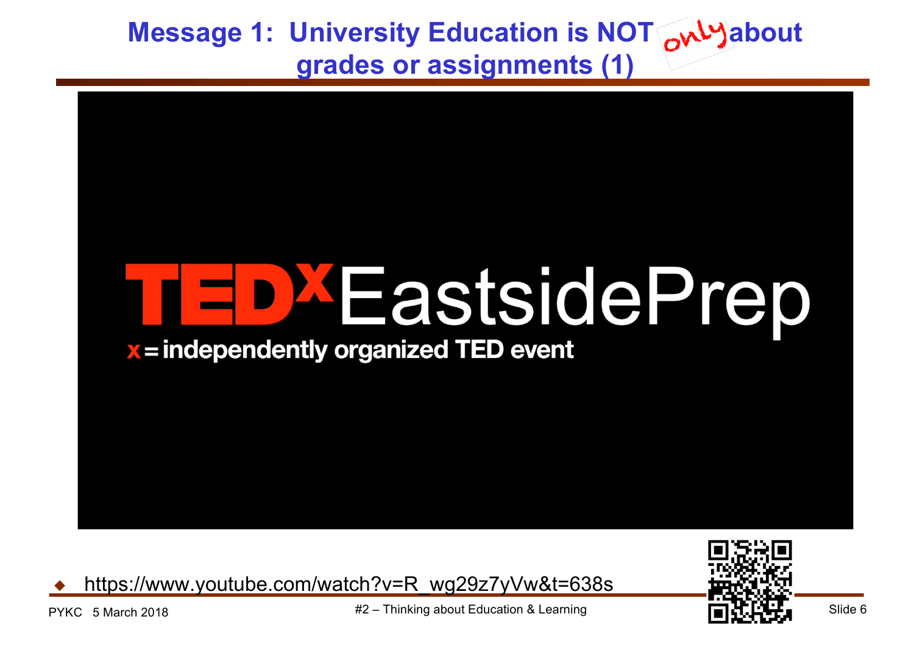# Message 1: University Education is NOT only about grades or assignments (1)

TEDx EastsidePrep

x = independently organized TED event

- https://www.youtube.com/watch?v=R_wg29z7yVw&t=638s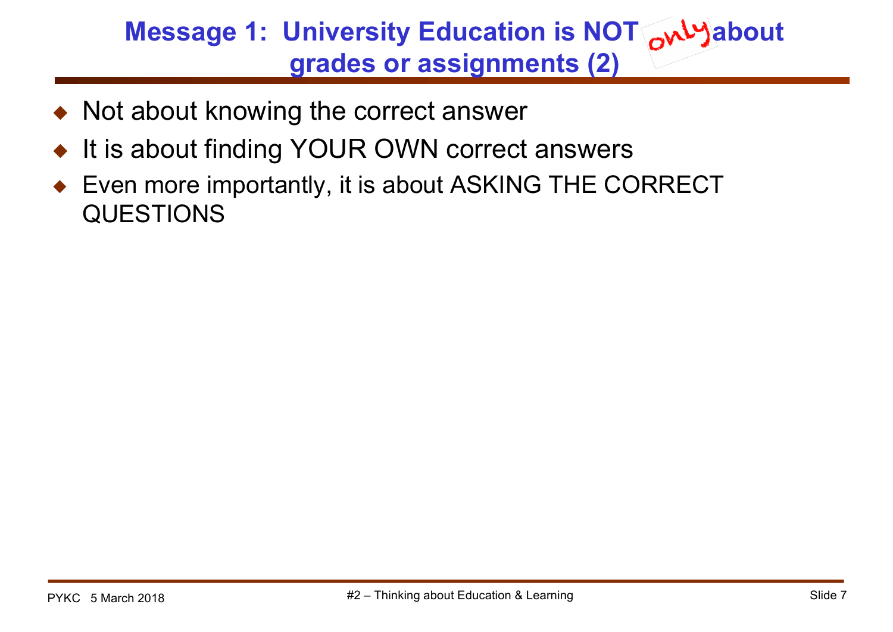# Message 1: University Education is NOT only about grades or assignments (2)

- Not about knowing the correct answer
- It is about finding YOUR OWN correct answers
- Even more importantly, it is about ASKING THE CORRECT QUESTIONS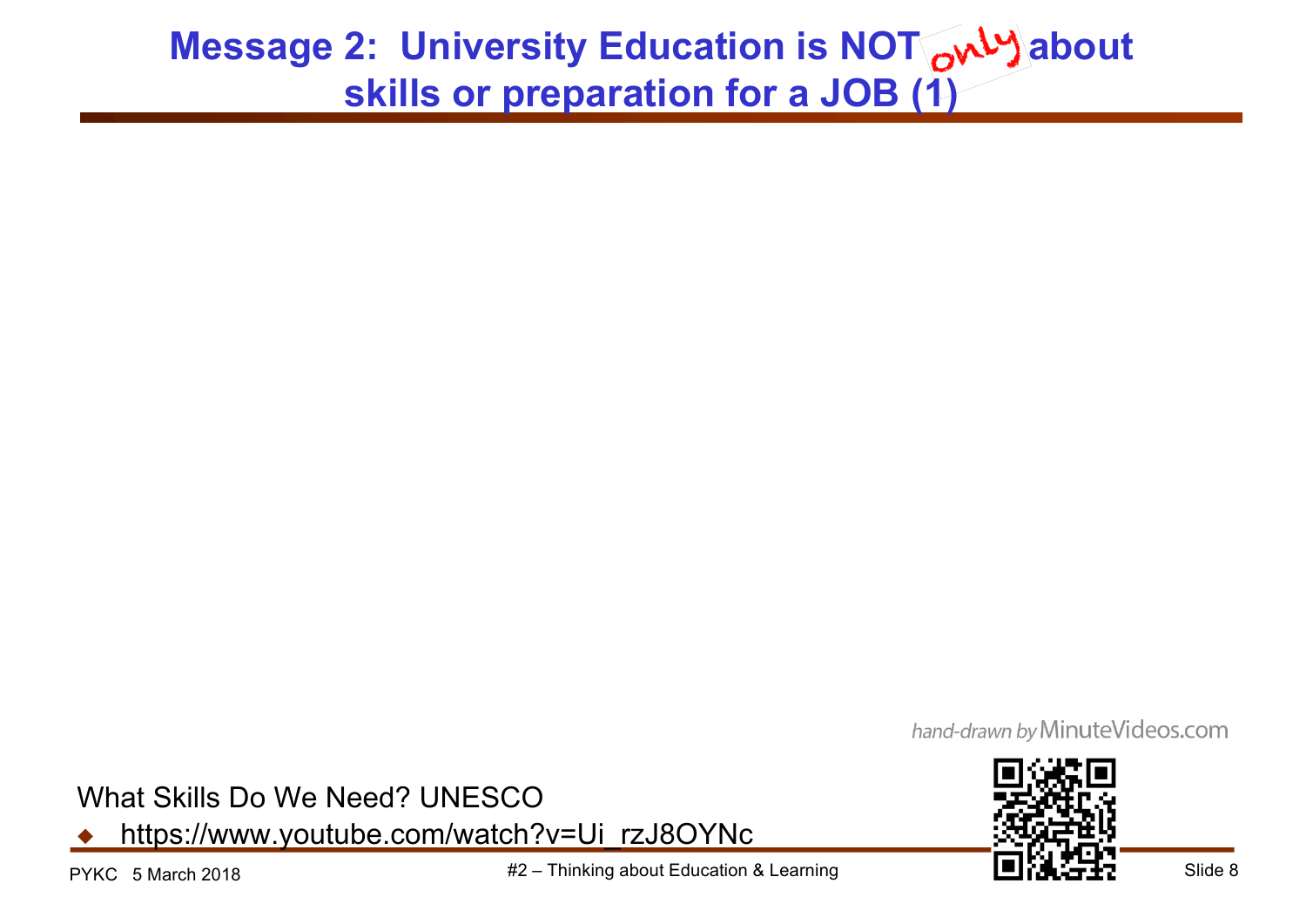# Message 2: University Education is NOT *only* about skills or preparation for a JOB (1)

hand-drawn by MinuteVideos.com

What Skills Do We Need? UNESCO

- https://www.youtube.com/watch?v=Ui_rzJ8OYNc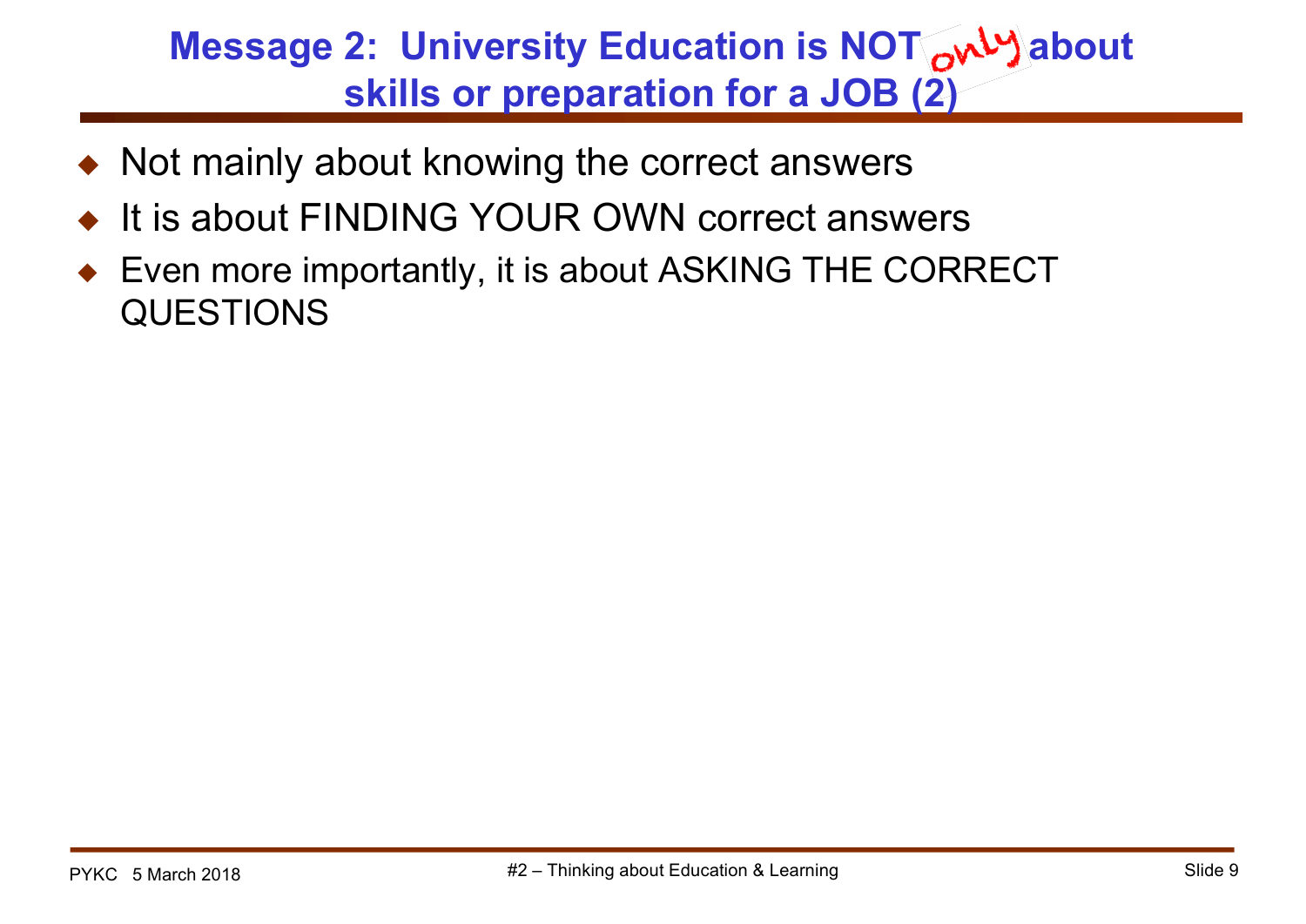## Message 2: University Education is NOT only about skills or preparation for a JOB (2)

- Not mainly about knowing the correct answers
- It is about FINDING YOUR OWN correct answers
- Even more importantly, it is about ASKING THE CORRECT QUESTIONS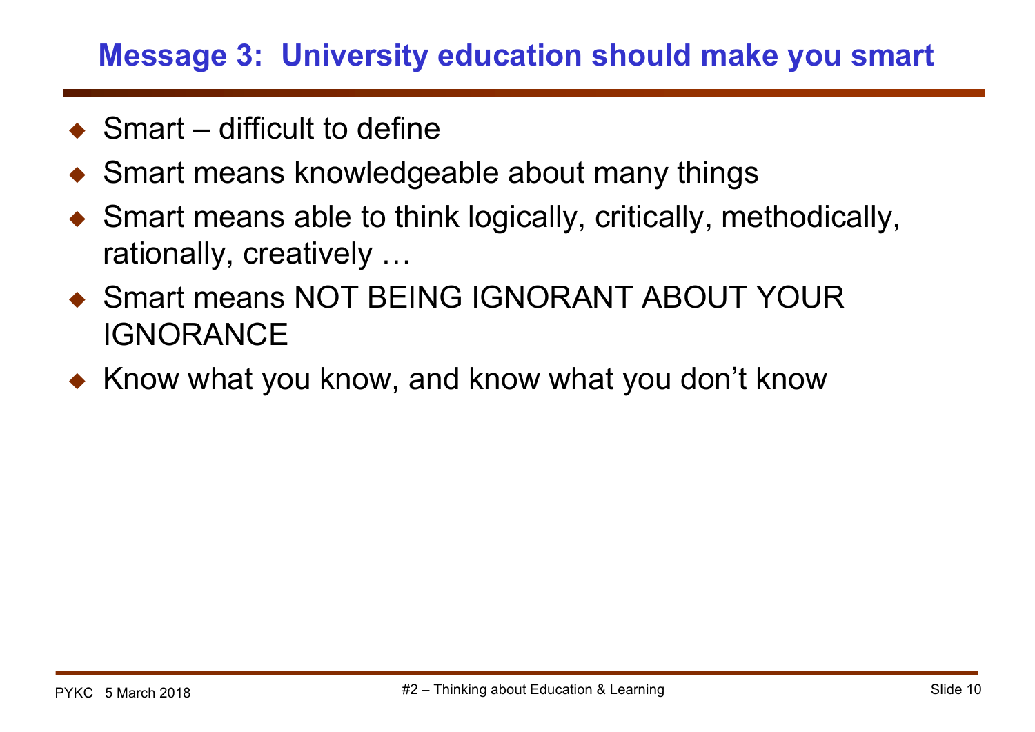## Message 3: University education should make you smart

- Smart – difficult to define
- Smart means knowledgeable about many things
- Smart means able to think logically, critically, methodically, rationally, creatively …
- Smart means NOT BEING IGNORANT ABOUT YOUR IGNORANCE
- Know what you know, and know what you don't know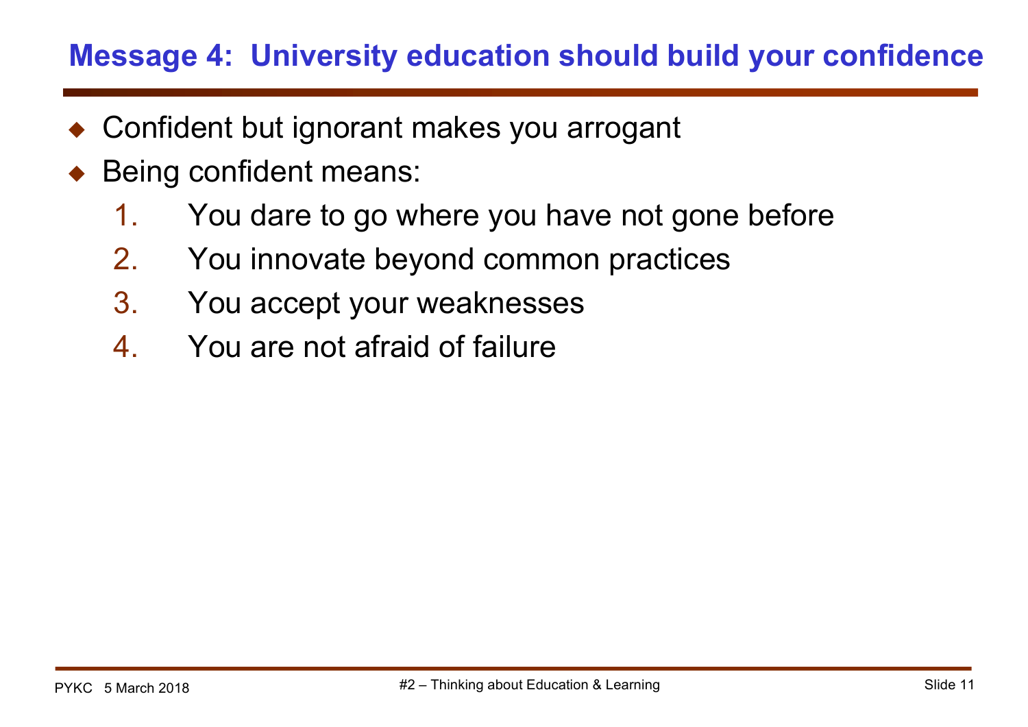## Message 4: University education should build your confidence

- Confident but ignorant makes you arrogant
- Being confident means:
  1. You dare to go where you have not gone before
  2. You innovate beyond common practices
  3. You accept your weaknesses
  4. You are not afraid of failure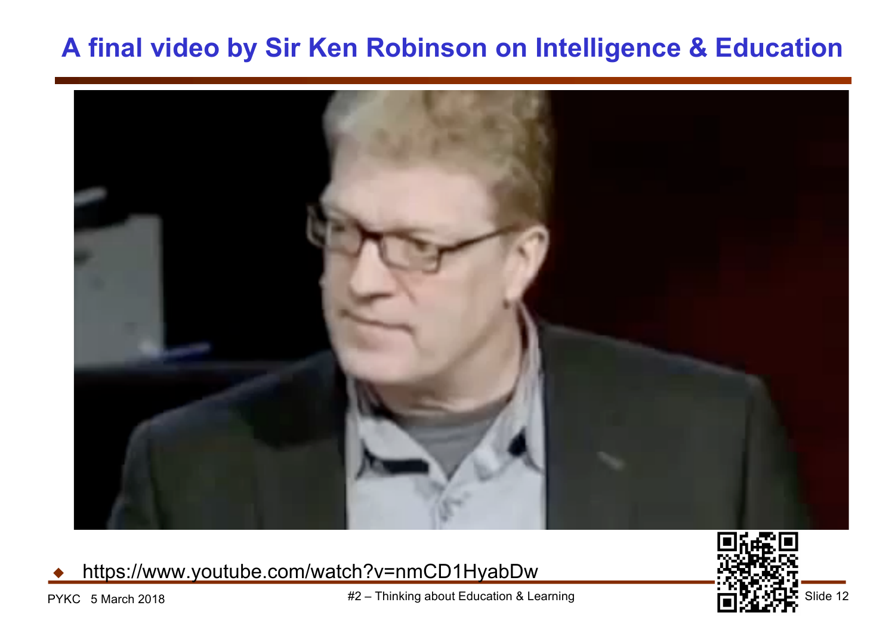# A final video by Sir Ken Robinson on Intelligence & Education

- https://www.youtube.com/watch?v=nmCD1HyabDw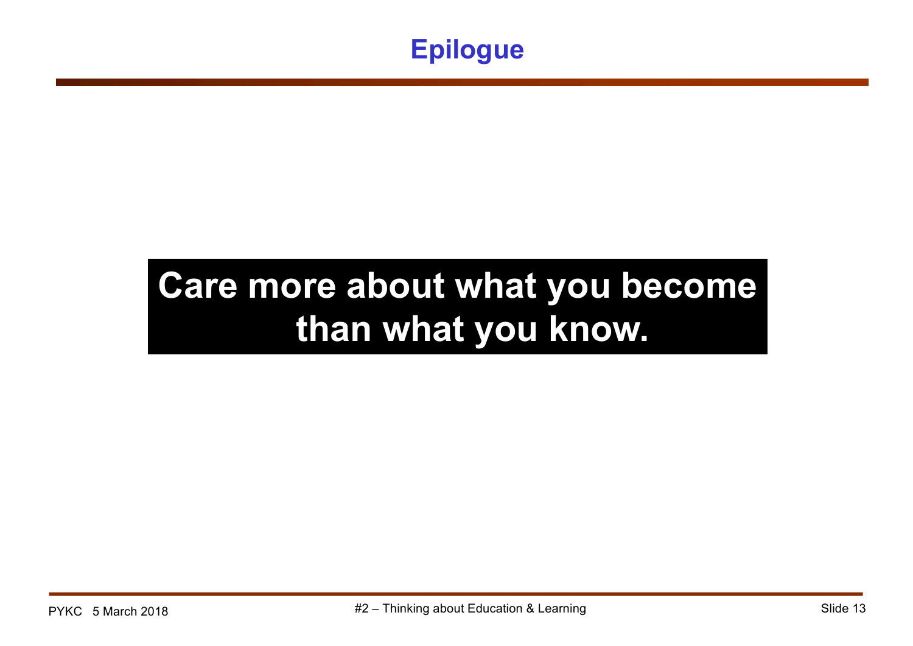# Epilogue

**Care more about what you become than what you know.**